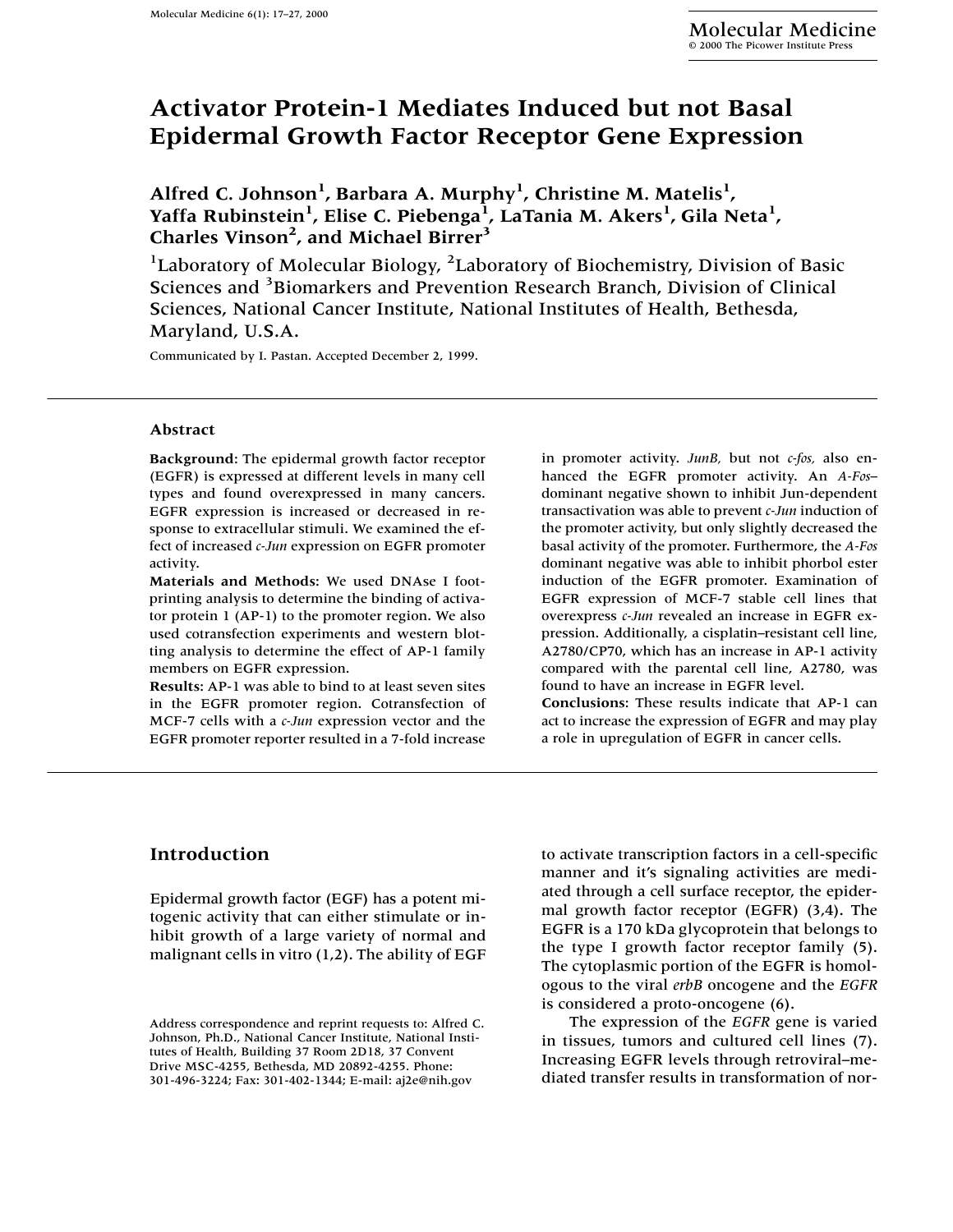# Activator Protein-1 Mediates Induced but not Basal Epidermal Growth Factor Receptor Gene Expression

**Alfred C. Johnson[1], Barbara A. Murphy[1], Christine M. Matelis[1], Yaffa Rubinstein[1], Elise C. Piebenga[1], LaTania M. Akers[1], Gila Neta[1], Charles Vinson[2], and Michael Birrer[3]**

[1]Laboratory of Molecular Biology, [2]Laboratory of Biochemistry, Division of Basic Sciences and [3]Biomarkers and Prevention Research Branch, Division of Clinical Sciences, National Cancer Institute, National Institutes of Health, Bethesda, Maryland, U.S.A.

Communicated by I. Pastan. Accepted December 2, 1999.

## Abstract

**Background**: The epidermal growth factor receptor (EGFR) is expressed at different levels in many cell types and found overexpressed in many cancers. EGFR expression is increased or decreased in response to extracellular stimuli. We examined the effect of increased *c-Jun* expression on EGFR promoter activity.

**Materials and Methods**: We used DNAse I footprinting analysis to determine the binding of activator protein 1 (AP-1) to the promoter region. We also used cotransfection experiments and western blotting analysis to determine the effect of AP-1 family members on EGFR expression.

**Results**: AP-1 was able to bind to at least seven sites in the EGFR promoter region. Cotransfection of MCF-7 cells with a *c-Jun* expression vector and the EGFR promoter reporter resulted in a 7-fold increase in promoter activity. *JunB,* but not *c-fos,* also enhanced the EGFR promoter activity. An *A-Fos*–dominant negative shown to inhibit Jun-dependent transactivation was able to prevent *c-Jun* induction of the promoter activity, but only slightly decreased the basal activity of the promoter. Furthermore, the *A-Fos* dominant negative was able to inhibit phorbol ester induction of the EGFR promoter. Examination of EGFR expression of MCF-7 stable cell lines that overexpress *c-Jun* revealed an increase in EGFR expression. Additionally, a cisplatin–resistant cell line, A2780/CP70, which has an increase in AP-1 activity compared with the parental cell line, A2780, was found to have an increase in EGFR level.

**Conclusions**: These results indicate that AP-1 can act to increase the expression of EGFR and may play a role in upregulation of EGFR in cancer cells.

## Introduction

Epidermal growth factor (EGF) has a potent mitogenic activity that can either stimulate or inhibit growth of a large variety of normal and malignant cells in vitro (1,2). The ability of EGF to activate transcription factors in a cell-specific manner and it's signaling activities are mediated through a cell surface receptor, the epidermal growth factor receptor (EGFR) (3,4). The EGFR is a 170 kDa glycoprotein that belongs to the type I growth factor receptor family (5). The cytoplasmic portion of the EGFR is homologous to the viral *erbB* oncogene and the *EGFR* is considered a proto-oncogene (6).

The expression of the *EGFR* gene is varied in tissues, tumors and cultured cell lines (7). Increasing EGFR levels through retroviral–mediated transfer results in transformation of nor-

Address correspondence and reprint requests to: Alfred C. Johnson, Ph.D., National Cancer Institute, National Institutes of Health, Building 37 Room 2D18, 37 Convent Drive MSC-4255, Bethesda, MD 20892-4255. Phone: 301-496-3224; Fax: 301-402-1344; E-mail: aj2e@nih.gov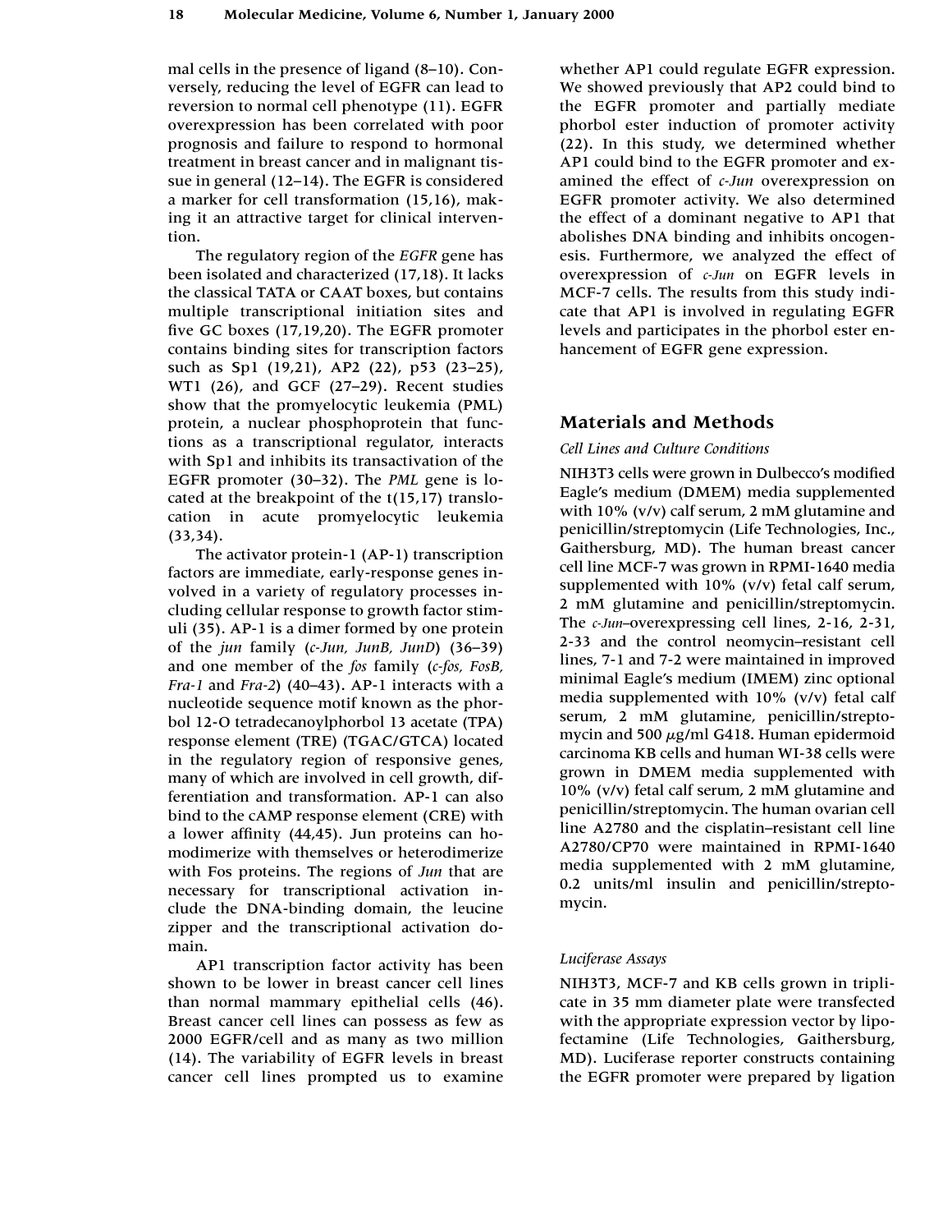mal cells in the presence of ligand (8–10). Conversely, reducing the level of EGFR can lead to reversion to normal cell phenotype (11). EGFR overexpression has been correlated with poor prognosis and failure to respond to hormonal treatment in breast cancer and in malignant tissue in general (12–14). The EGFR is considered a marker for cell transformation (15,16), making it an attractive target for clinical intervention.

The regulatory region of the *EGFR* gene has been isolated and characterized (17,18). It lacks the classical TATA or CAAT boxes, but contains multiple transcriptional initiation sites and five GC boxes (17,19,20). The EGFR promoter contains binding sites for transcription factors such as Sp1 (19,21), AP2 (22), p53 (23–25), WT1 (26), and GCF (27–29). Recent studies show that the promyelocytic leukemia (PML) protein, a nuclear phosphoprotein that functions as a transcriptional regulator, interacts with Sp1 and inhibits its transactivation of the EGFR promoter (30–32). The *PML* gene is located at the breakpoint of the t(15,17) translocation in acute promyelocytic leukemia (33,34).

The activator protein-1 (AP-1) transcription factors are immediate, early-response genes involved in a variety of regulatory processes including cellular response to growth factor stimuli (35). AP-1 is a dimer formed by one protein of the *jun* family (*c-Jun, JunB, JunD*) (36–39) and one member of the *fos* family (*c-fos, FosB, Fra-1* and *Fra-2*) (40–43). AP-1 interacts with a nucleotide sequence motif known as the phorbol 12-O tetradecanoylphorbol 13 acetate (TPA) response element (TRE) (TGAC/GTCA) located in the regulatory region of responsive genes, many of which are involved in cell growth, differentiation and transformation. AP-1 can also bind to the cAMP response element (CRE) with a lower affinity (44,45). Jun proteins can homodimerize with themselves or heterodimerize with Fos proteins. The regions of *Jun* that are necessary for transcriptional activation include the DNA-binding domain, the leucine zipper and the transcriptional activation domain.

AP1 transcription factor activity has been shown to be lower in breast cancer cell lines than normal mammary epithelial cells (46). Breast cancer cell lines can possess as few as 2000 EGFR/cell and as many as two million (14). The variability of EGFR levels in breast cancer cell lines prompted us to examine whether AP1 could regulate EGFR expression. We showed previously that AP2 could bind to the EGFR promoter and partially mediate phorbol ester induction of promoter activity (22). In this study, we determined whether AP1 could bind to the EGFR promoter and examined the effect of *c-Jun* overexpression on EGFR promoter activity. We also determined the effect of a dominant negative to AP1 that abolishes DNA binding and inhibits oncogenesis. Furthermore, we analyzed the effect of overexpression of *c-Jun* on EGFR levels in MCF-7 cells. The results from this study indicate that AP1 is involved in regulating EGFR levels and participates in the phorbol ester enhancement of EGFR gene expression.

## Materials and Methods

### *Cell Lines and Culture Conditions*

NIH3T3 cells were grown in Dulbecco's modified Eagle's medium (DMEM) media supplemented with 10% (v/v) calf serum, 2 mM glutamine and penicillin/streptomycin (Life Technologies, Inc., Gaithersburg, MD). The human breast cancer cell line MCF-7 was grown in RPMI-1640 media supplemented with 10% (v/v) fetal calf serum, 2 mM glutamine and penicillin/streptomycin. The *c-Jun*–overexpressing cell lines, 2-16, 2-31, 2-33 and the control neomycin–resistant cell lines, 7-1 and 7-2 were maintained in improved minimal Eagle's medium (IMEM) zinc optional media supplemented with 10% (v/v) fetal calf serum, 2 mM glutamine, penicillin/streptomycin and 500 $\mu$g/ml G418. Human epidermoid carcinoma KB cells and human WI-38 cells were grown in DMEM media supplemented with 10% (v/v) fetal calf serum, 2 mM glutamine and penicillin/streptomycin. The human ovarian cell line A2780 and the cisplatin–resistant cell line A2780/CP70 were maintained in RPMI-1640 media supplemented with 2 mM glutamine, 0.2 units/ml insulin and penicillin/streptomycin.

### *Luciferase Assays*

NIH3T3, MCF-7 and KB cells grown in triplicate in 35 mm diameter plate were transfected with the appropriate expression vector by lipofectamine (Life Technologies, Gaithersburg, MD). Luciferase reporter constructs containing the EGFR promoter were prepared by ligation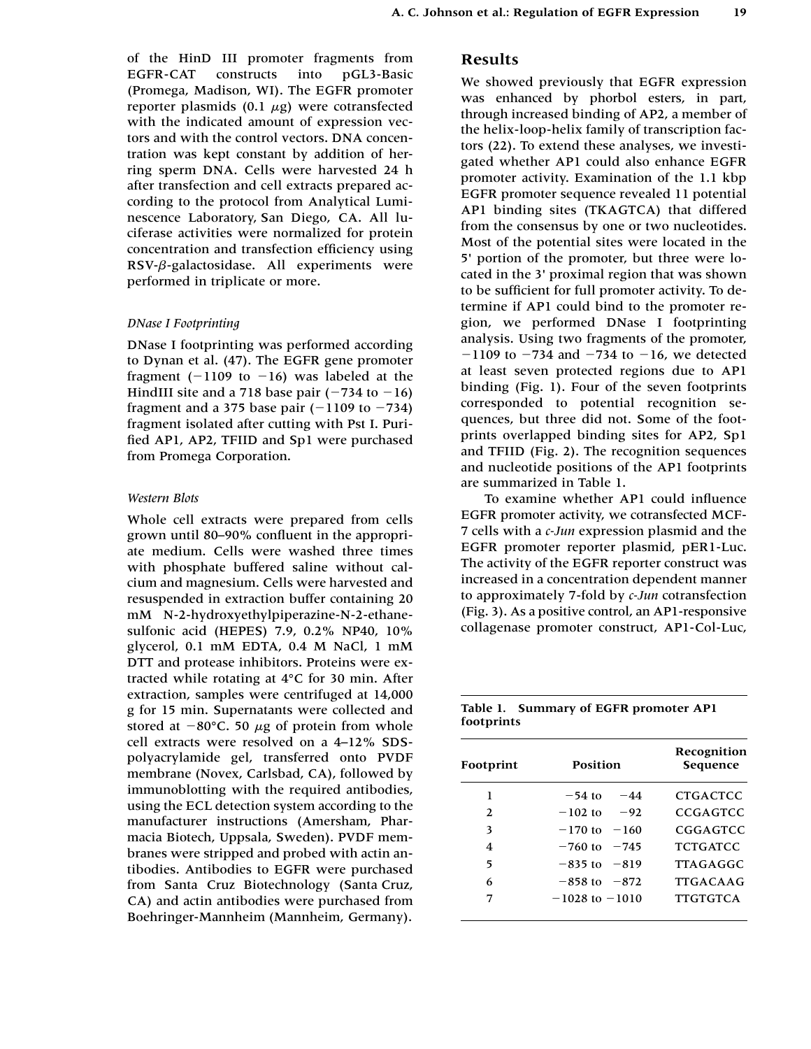of the HinD III promoter fragments from EGFR-CAT constructs into pGL3-Basic (Promega, Madison, WI). The EGFR promoter reporter plasmids (0.1 $\mu$g) were cotransfected with the indicated amount of expression vectors and with the control vectors. DNA concentration was kept constant by addition of herring sperm DNA. Cells were harvested 24 h after transfection and cell extracts prepared according to the protocol from Analytical Luminescence Laboratory, San Diego, CA. All luciferase activities were normalized for protein concentration and transfection efficiency using RSV-$\beta$-galactosidase. All experiments were performed in triplicate or more.

### *DNase I Footprinting*

DNase I footprinting was performed according to Dynan et al. (47). The EGFR gene promoter fragment (−1109 to −16) was labeled at the HindIII site and a 718 base pair (−734 to −16) fragment and a 375 base pair (−1109 to −734) fragment isolated after cutting with Pst I. Purified AP1, AP2, TFIID and Sp1 were purchased from Promega Corporation.

### *Western Blots*

Whole cell extracts were prepared from cells grown until 80–90% confluent in the appropriate medium. Cells were washed three times with phosphate buffered saline without calcium and magnesium. Cells were harvested and resuspended in extraction buffer containing 20 mM N-2-hydroxyethylpiperazine-N-2-ethanesulfonic acid (HEPES) 7.9, 0.2% NP40, 10% glycerol, 0.1 mM EDTA, 0.4 M NaCl, 1 mM DTT and protease inhibitors. Proteins were extracted while rotating at 4°C for 30 min. After extraction, samples were centrifuged at 14,000 g for 15 min. Supernatants were collected and stored at −80°C. 50 $\mu$g of protein from whole cell extracts were resolved on a 4–12% SDS-polyacrylamide gel, transferred onto PVDF membrane (Novex, Carlsbad, CA), followed by immunoblotting with the required antibodies, using the ECL detection system according to the manufacturer instructions (Amersham, Pharmacia Biotech, Uppsala, Sweden). PVDF membranes were stripped and probed with actin antibodies. Antibodies to EGFR were purchased from Santa Cruz Biotechnology (Santa Cruz, CA) and actin antibodies were purchased from Boehringer-Mannheim (Mannheim, Germany).

## Results

We showed previously that EGFR expression was enhanced by phorbol esters, in part, through increased binding of AP2, a member of the helix-loop-helix family of transcription factors (22). To extend these analyses, we investigated whether AP1 could also enhance EGFR promoter activity. Examination of the 1.1 kbp EGFR promoter sequence revealed 11 potential AP1 binding sites (TKAGTCA) that differed from the consensus by one or two nucleotides. Most of the potential sites were located in the 5' portion of the promoter, but three were located in the 3' proximal region that was shown to be sufficient for full promoter activity. To determine if AP1 could bind to the promoter region, we performed DNase I footprinting analysis. Using two fragments of the promoter, −1109 to −734 and −734 to −16, we detected at least seven protected regions due to AP1 binding (Fig. 1). Four of the seven footprints corresponded to potential recognition sequences, but three did not. Some of the footprints overlapped binding sites for AP2, Sp1 and TFIID (Fig. 2). The recognition sequences and nucleotide positions of the AP1 footprints are summarized in Table 1.

To examine whether AP1 could influence EGFR promoter activity, we cotransfected MCF-7 cells with a *c-Jun* expression plasmid and the EGFR promoter reporter plasmid, pER1-Luc. The activity of the EGFR reporter construct was increased in a concentration dependent manner to approximately 7-fold by *c-Jun* cotransfection (Fig. 3). As a positive control, an AP1-responsive collagenase promoter construct, AP1-Col-Luc,

**Table 1. Summary of EGFR promoter AP1 footprints**

| Footprint | Position | Recognition Sequence |
|---|---|---|
| 1 | −54 to −44 | CTGACTCC |
| 2 | −102 to −92 | CCGAGTCC |
| 3 | −170 to −160 | CGGAGTCC |
| 4 | −760 to −745 | TCTGATCC |
| 5 | −835 to −819 | TTAGAGGC |
| 6 | −858 to −872 | TTGACAAG |
| 7 | −1028 to −1010 | TTGTGTCA |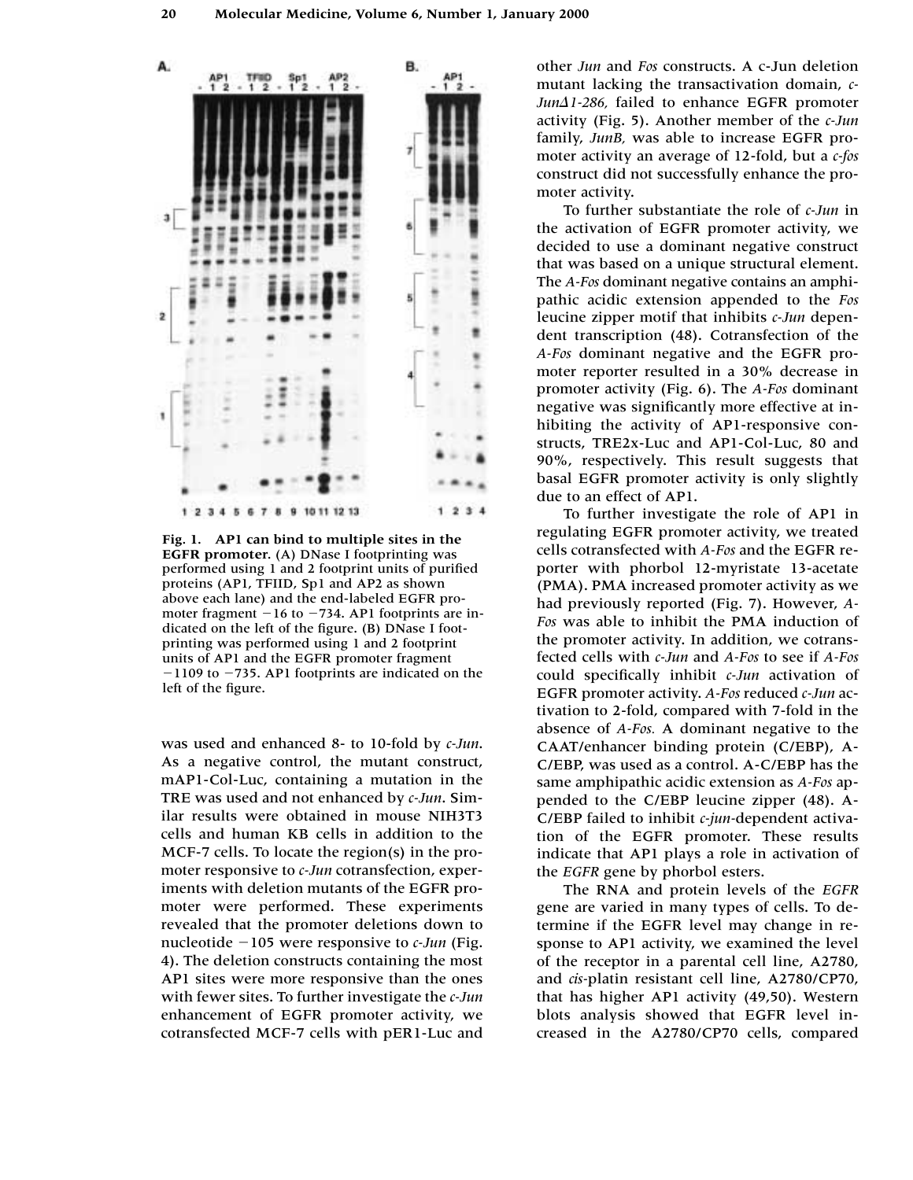**Fig. 1. AP1 can bind to multiple sites in the EGFR promoter.** (A) DNase I footprinting was performed using 1 and 2 footprint units of purified proteins (AP1, TFIID, Sp1 and AP2 as shown above each lane) and the end-labeled EGFR promoter fragment −16 to −734. AP1 footprints are indicated on the left of the figure. (B) DNase I footprinting was performed using 1 and 2 footprint units of AP1 and the EGFR promoter fragment −1109 to −735. AP1 footprints are indicated on the left of the figure.

was used and enhanced 8- to 10-fold by *c-Jun*. As a negative control, the mutant construct, mAP1-Col-Luc, containing a mutation in the TRE was used and not enhanced by *c-Jun*. Similar results were obtained in mouse NIH3T3 cells and human KB cells in addition to the MCF-7 cells. To locate the region(s) in the promoter responsive to *c-Jun* cotransfection, experiments with deletion mutants of the EGFR promoter were performed. These experiments revealed that the promoter deletions down to nucleotide −105 were responsive to *c-Jun* (Fig. 4). The deletion constructs containing the most AP1 sites were more responsive than the ones with fewer sites. To further investigate the *c-Jun* enhancement of EGFR promoter activity, we cotransfected MCF-7 cells with pER1-Luc and other *Jun* and *Fos* constructs. A c-Jun deletion mutant lacking the transactivation domain, *c-Jun*$\Delta$*1-286,* failed to enhance EGFR promoter activity (Fig. 5). Another member of the *c-Jun* family, *JunB,* was able to increase EGFR promoter activity an average of 12-fold, but a *c-fos* construct did not successfully enhance the promoter activity.

To further substantiate the role of *c-Jun* in the activation of EGFR promoter activity, we decided to use a dominant negative construct that was based on a unique structural element. The *A-Fos* dominant negative contains an amphipathic acidic extension appended to the *Fos* leucine zipper motif that inhibits *c-Jun* dependent transcription (48). Cotransfection of the *A-Fos* dominant negative and the EGFR promoter reporter resulted in a 30% decrease in promoter activity (Fig. 6). The *A-Fos* dominant negative was significantly more effective at inhibiting the activity of AP1-responsive constructs, TRE2x-Luc and AP1-Col-Luc, 80 and 90%, respectively. This result suggests that basal EGFR promoter activity is only slightly due to an effect of AP1.

To further investigate the role of AP1 in regulating EGFR promoter activity, we treated cells cotransfected with *A-Fos* and the EGFR reporter with phorbol 12-myristate 13-acetate (PMA). PMA increased promoter activity as we had previously reported (Fig. 7). However, *A-Fos* was able to inhibit the PMA induction of the promoter activity. In addition, we cotransfected cells with *c-Jun* and *A-Fos* to see if *A-Fos* could specifically inhibit *c-Jun* activation of EGFR promoter activity. *A-Fos* reduced *c-Jun* activation to 2-fold, compared with 7-fold in the absence of *A-Fos.* A dominant negative to the CAAT/enhancer binding protein (C/EBP), A-C/EBP, was used as a control. A-C/EBP has the same amphipathic acidic extension as *A-Fos* appended to the C/EBP leucine zipper (48). A-C/EBP failed to inhibit *c-jun*-dependent activation of the EGFR promoter. These results indicate that AP1 plays a role in activation of the *EGFR* gene by phorbol esters.

The RNA and protein levels of the *EGFR* gene are varied in many types of cells. To determine if the EGFR level may change in response to AP1 activity, we examined the level of the receptor in a parental cell line, A2780, and *cis*-platin resistant cell line, A2780/CP70, that has higher AP1 activity (49,50). Western blots analysis showed that EGFR level increased in the A2780/CP70 cells, compared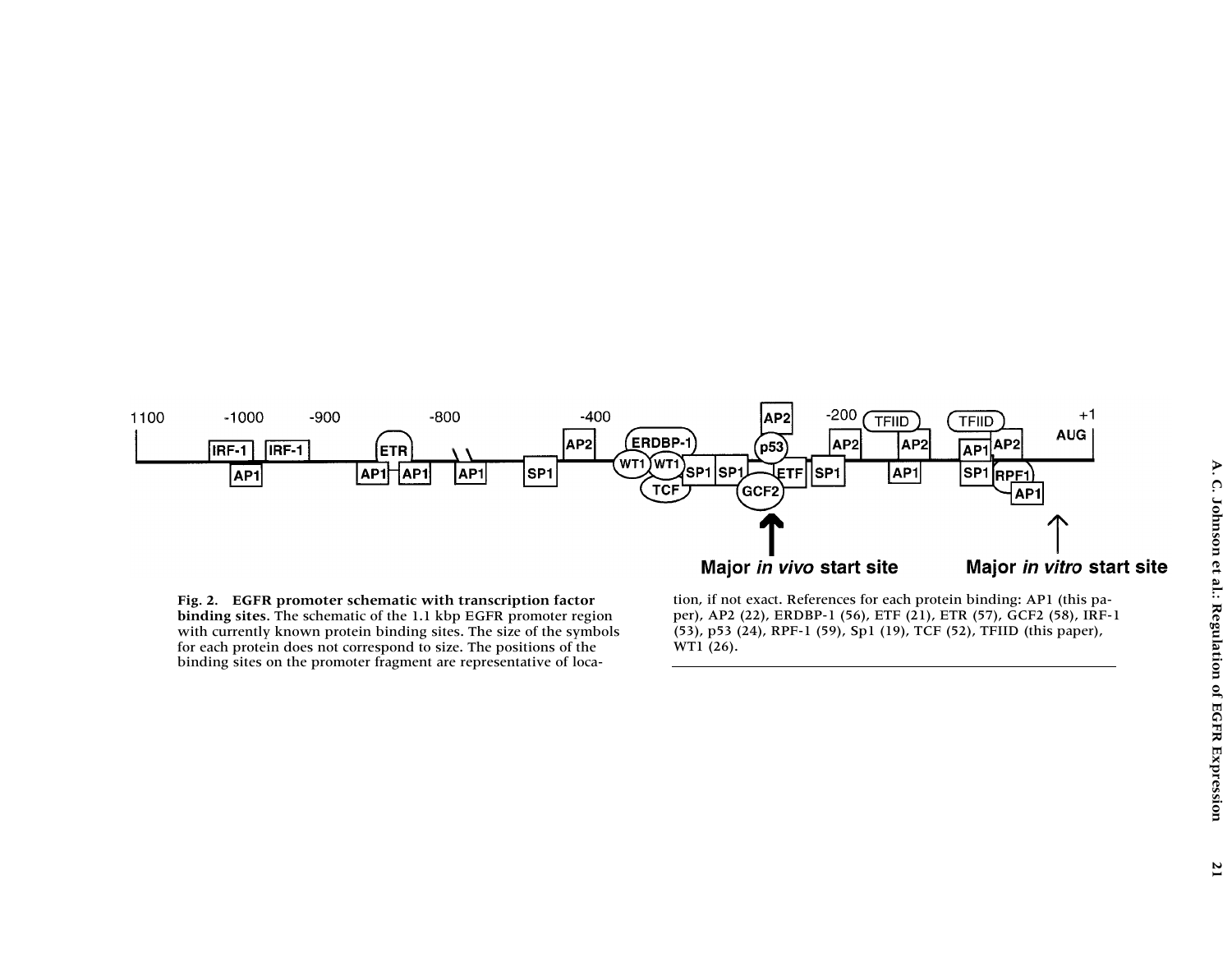**Fig. 2. EGFR promoter schematic with transcription factor binding sites.** The schematic of the 1.1 kbp EGFR promoter region with currently known protein binding sites. The size of the symbols for each protein does not correspond to size. The positions of the binding sites on the promoter fragment are representative of location, if not exact. References for each protein binding: AP1 (this paper), AP2 (22), ERDBP-1 (56), ETF (21), ETR (57), GCF2 (58), IRF-1 (53), p53 (24), RPF-1 (59), Sp1 (19), TCF (52), TFIID (this paper), WT1 (26).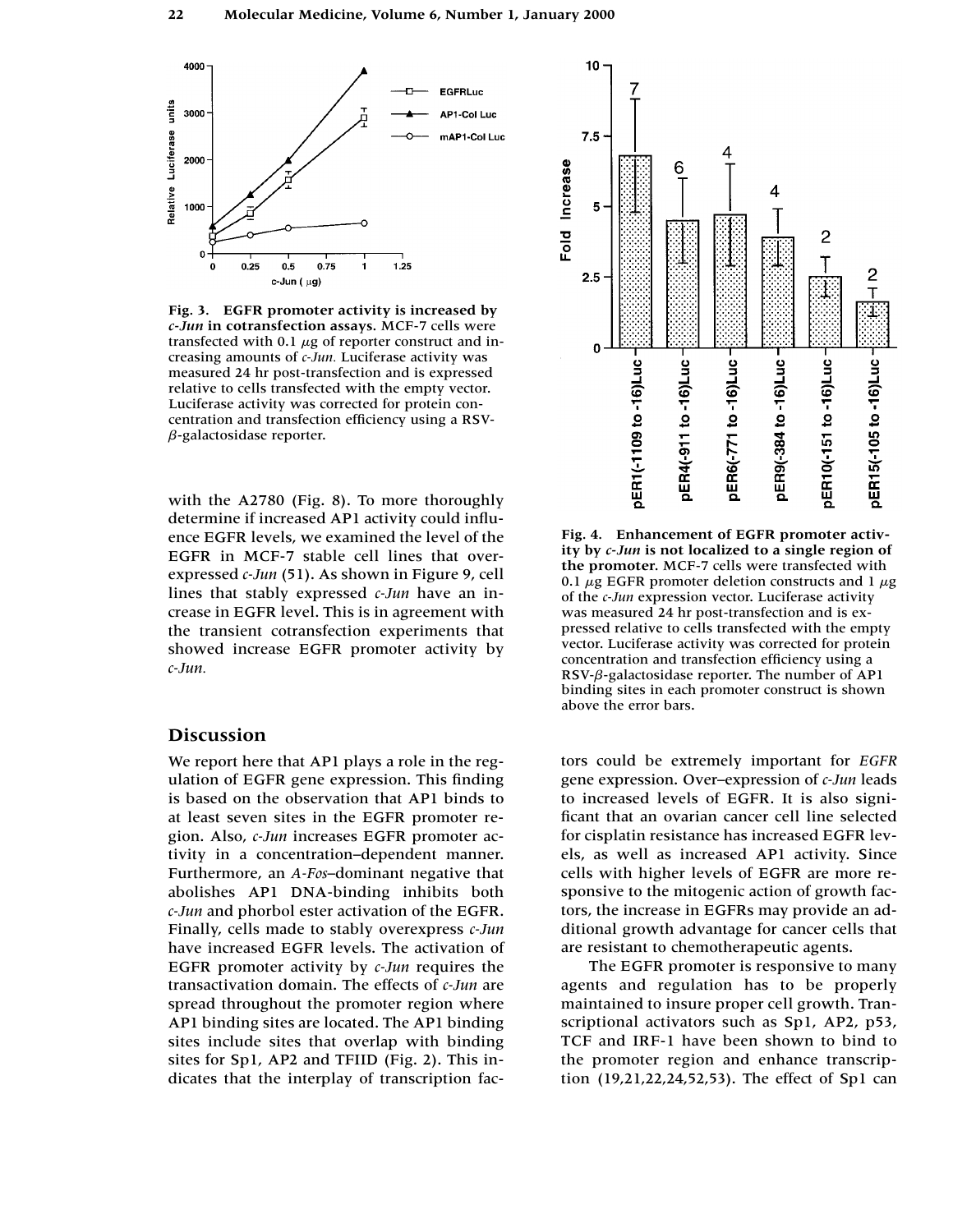**Fig. 3. EGFR promoter activity is increased by *c-Jun* in cotransfection assays.** MCF-7 cells were transfected with 0.1 $\mu$g of reporter construct and increasing amounts of *c-Jun.* Luciferase activity was measured 24 hr post-transfection and is expressed relative to cells transfected with the empty vector. Luciferase activity was corrected for protein concentration and transfection efficiency using a RSV-$\beta$-galactosidase reporter.

**Fig. 4. Enhancement of EGFR promoter activity by *c-Jun* is not localized to a single region of the promoter.** MCF-7 cells were transfected with 0.1 $\mu$g EGFR promoter deletion constructs and 1 $\mu$g of the *c-Jun* expression vector. Luciferase activity was measured 24 hr post-transfection and is expressed relative to cells transfected with the empty vector. Luciferase activity was corrected for protein concentration and transfection efficiency using a RSV-$\beta$-galactosidase reporter. The number of AP1 binding sites in each promoter construct is shown above the error bars.

with the A2780 (Fig. 8). To more thoroughly determine if increased AP1 activity could influence EGFR levels, we examined the level of the EGFR in MCF-7 stable cell lines that overexpressed *c-Jun* (51). As shown in Figure 9, cell lines that stably expressed *c-Jun* have an increase in EGFR level. This is in agreement with the transient cotransfection experiments that showed increase EGFR promoter activity by *c-Jun.*

## Discussion

We report here that AP1 plays a role in the regulation of EGFR gene expression. This finding is based on the observation that AP1 binds to at least seven sites in the EGFR promoter region. Also, *c-Jun* increases EGFR promoter activity in a concentration–dependent manner. Furthermore, an *A-Fos*–dominant negative that abolishes AP1 DNA-binding inhibits both *c-Jun* and phorbol ester activation of the EGFR. Finally, cells made to stably overexpress *c-Jun* have increased EGFR levels. The activation of EGFR promoter activity by *c-Jun* requires the transactivation domain. The effects of *c-Jun* are spread throughout the promoter region where AP1 binding sites are located. The AP1 binding sites include sites that overlap with binding sites for Sp1, AP2 and TFIID (Fig. 2). This indicates that the interplay of transcription factors could be extremely important for *EGFR* gene expression. Over–expression of *c-Jun* leads to increased levels of EGFR. It is also significant that an ovarian cancer cell line selected for cisplatin resistance has increased EGFR levels, as well as increased AP1 activity. Since cells with higher levels of EGFR are more responsive to the mitogenic action of growth factors, the increase in EGFRs may provide an additional growth advantage for cancer cells that are resistant to chemotherapeutic agents.

The EGFR promoter is responsive to many agents and regulation has to be properly maintained to insure proper cell growth. Transcriptional activators such as Sp1, AP2, p53, TCF and IRF-1 have been shown to bind to the promoter region and enhance transcription (19,21,22,24,52,53). The effect of Sp1 can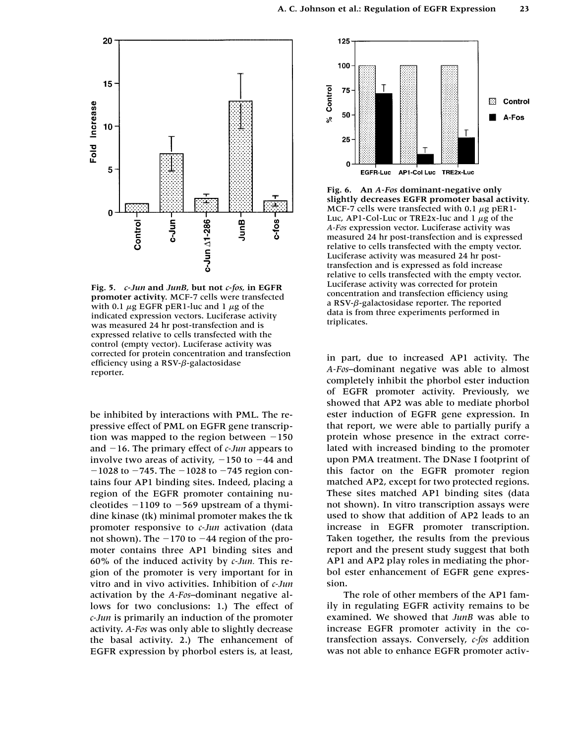**Fig. 5.** ***c-Jun* and *JunB*, but not *c-fos*, in EGFR promoter activity.** MCF-7 cells were transfected with 0.1 μg EGFR pER1-luc and 1 μg of the indicated expression vectors. Luciferase activity was measured 24 hr post-transfection and is expressed relative to cells transfected with the control (empty vector). Luciferase activity was corrected for protein concentration and transfection efficiency using a RSV-β-galactosidase reporter.

**Fig. 6.** **An *A-Fos* dominant-negative only slightly decreases EGFR promoter basal activity.** MCF-7 cells were transfected with 0.1 μg pER1-Luc, AP1-Col-Luc or TRE2x-luc and 1 μg of the *A-Fos* expression vector. Luciferase activity was measured 24 hr post-transfection and is expressed relative to cells transfected with the empty vector. Luciferase activity was measured 24 hr post-transfection and is expressed as fold increase relative to cells transfected with the empty vector. Luciferase activity was corrected for protein concentration and transfection efficiency using a RSV-β-galactosidase reporter. The reported data is from three experiments performed in triplicates.

be inhibited by interactions with PML. The repressive effect of PML on EGFR gene transcription was mapped to the region between −150 and −16. The primary effect of *c-Jun* appears to involve two areas of activity, −150 to −44 and −1028 to −745. The −1028 to −745 region contains four AP1 binding sites. Indeed, placing a region of the EGFR promoter containing nucleotides −1109 to −569 upstream of a thymidine kinase (tk) minimal promoter makes the tk promoter responsive to *c-Jun* activation (data not shown). The −170 to −44 region of the promoter contains three AP1 binding sites and 60% of the induced activity by *c-Jun*. This region of the promoter is very important for in vitro and in vivo activities. Inhibition of *c-Jun* activation by the *A-Fos*–dominant negative allows for two conclusions: 1.) The effect of *c-Jun* is primarily an induction of the promoter activity. *A-Fos* was only able to slightly decrease the basal activity. 2.) The enhancement of EGFR expression by phorbol esters is, at least, in part, due to increased AP1 activity. The *A-Fos*–dominant negative was able to almost completely inhibit the phorbol ester induction of EGFR promoter activity. Previously, we showed that AP2 was able to mediate phorbol ester induction of EGFR gene expression. In that report, we were able to partially purify a protein whose presence in the extract correlated with increased binding to the promoter upon PMA treatment. The DNase I footprint of this factor on the EGFR promoter region matched AP2, except for two protected regions. These sites matched AP1 binding sites (data not shown). In vitro transcription assays were used to show that addition of AP2 leads to an increase in EGFR promoter transcription. Taken together, the results from the previous report and the present study suggest that both AP1 and AP2 play roles in mediating the phorbol ester enhancement of EGFR gene expression.

The role of other members of the AP1 family in regulating EGFR activity remains to be examined. We showed that *JunB* was able to increase EGFR promoter activity in the co-transfection assays. Conversely, *c-fos* addition was not able to enhance EGFR promoter activ-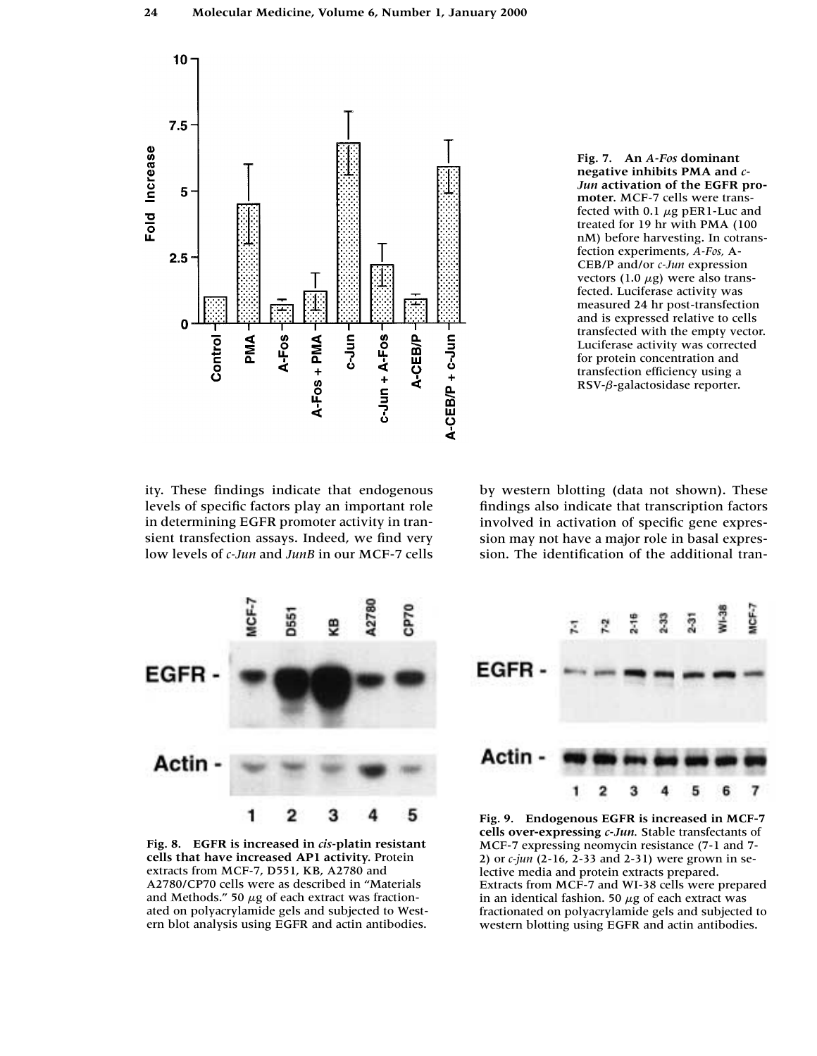**Fig. 7. An *A-Fos* dominant negative inhibits PMA and *c-Jun* activation of the EGFR promoter.** MCF-7 cells were transfected with 0.1 μg pER1-Luc and treated for 19 hr with PMA (100 nM) before harvesting. In cotransfection experiments, *A-Fos,* A-CEB/P and/or *c-Jun* expression vectors (1.0 μg) were also transfected. Luciferase activity was measured 24 hr post-transfection and is expressed relative to cells transfected with the empty vector. Luciferase activity was corrected for protein concentration and transfection efficiency using a RSV-β-galactosidase reporter.

ity. These findings indicate that endogenous levels of specific factors play an important role in determining EGFR promoter activity in transient transfection assays. Indeed, we find very low levels of *c-Jun* and *JunB* in our MCF-7 cells by western blotting (data not shown). These findings also indicate that transcription factors involved in activation of specific gene expression may not have a major role in basal expression. The identification of the additional tran-

**Fig. 8. EGFR is increased in *cis*-platin resistant cells that have increased AP1 activity.** Protein extracts from MCF-7, D551, KB, A2780 and A2780/CP70 cells were as described in "Materials and Methods." 50 μg of each extract was fractionated on polyacrylamide gels and subjected to Western blot analysis using EGFR and actin antibodies.

**Fig. 9. Endogenous EGFR is increased in MCF-7 cells over-expressing *c-Jun.*** Stable transfectants of MCF-7 expressing neomycin resistance (7-1 and 7-2) or *c-jun* (2-16, 2-33 and 2-31) were grown in selective media and protein extracts prepared. Extracts from MCF-7 and WI-38 cells were prepared in an identical fashion. 50 μg of each extract was fractionated on polyacrylamide gels and subjected to western blotting using EGFR and actin antibodies.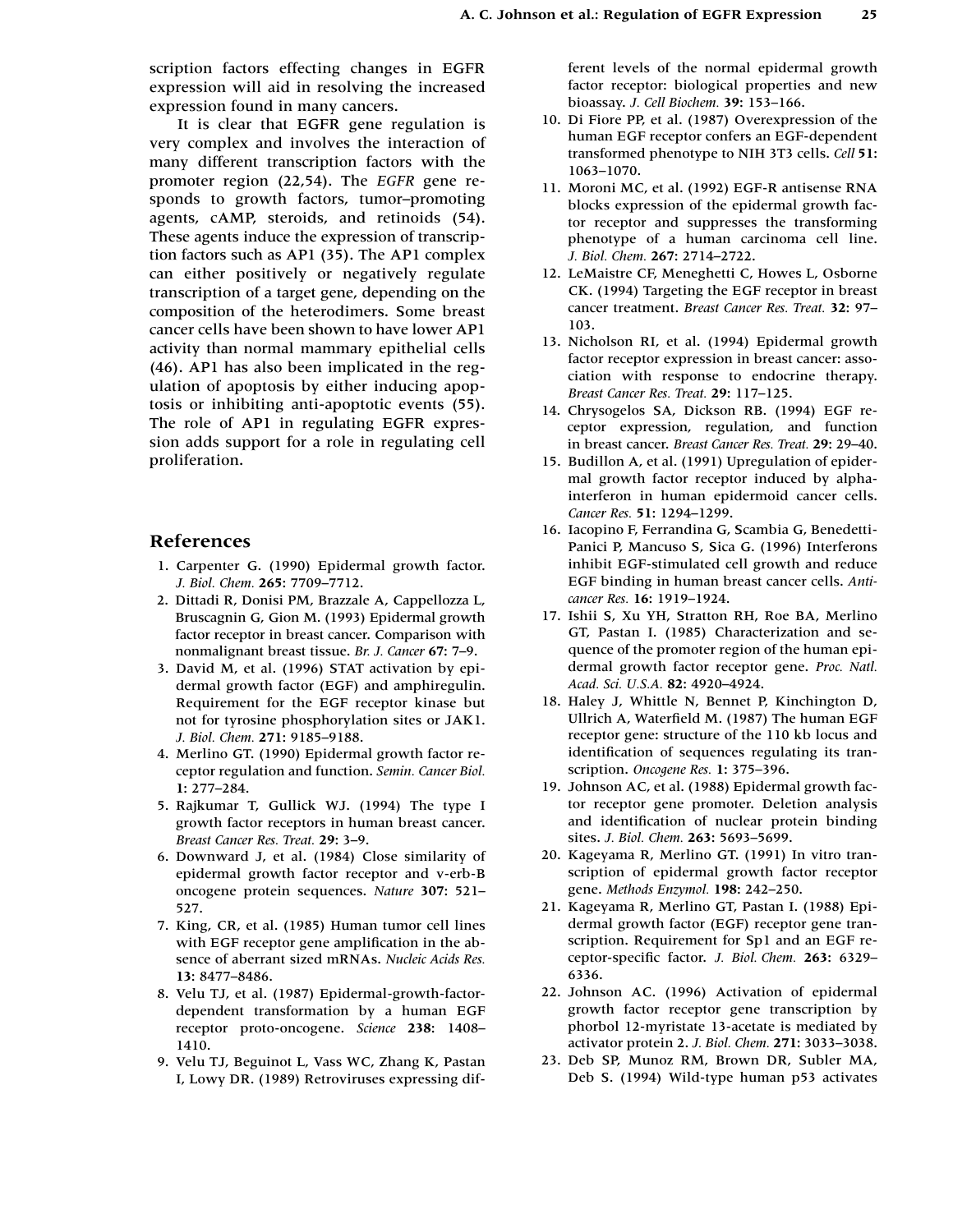scription factors effecting changes in EGFR expression will aid in resolving the increased expression found in many cancers.

It is clear that EGFR gene regulation is very complex and involves the interaction of many different transcription factors with the promoter region (22,54). The *EGFR* gene responds to growth factors, tumor–promoting agents, cAMP, steroids, and retinoids (54). These agents induce the expression of transcription factors such as AP1 (35). The AP1 complex can either positively or negatively regulate transcription of a target gene, depending on the composition of the heterodimers. Some breast cancer cells have been shown to have lower AP1 activity than normal mammary epithelial cells (46). AP1 has also been implicated in the regulation of apoptosis by either inducing apoptosis or inhibiting anti-apoptotic events (55). The role of AP1 in regulating EGFR expression adds support for a role in regulating cell proliferation.

## References

1. Carpenter G. (1990) Epidermal growth factor. *J. Biol. Chem.* **265**: 7709–7712.
2. Dittadi R, Donisi PM, Brazzale A, Cappellozza L, Bruscagnin G, Gion M. (1993) Epidermal growth factor receptor in breast cancer. Comparison with nonmalignant breast tissue. *Br. J. Cancer* **67**: 7–9.
3. David M, et al. (1996) STAT activation by epidermal growth factor (EGF) and amphiregulin. Requirement for the EGF receptor kinase but not for tyrosine phosphorylation sites or JAK1. *J. Biol. Chem.* **271**: 9185–9188.
4. Merlino GT. (1990) Epidermal growth factor receptor regulation and function. *Semin. Cancer Biol.* **1**: 277–284.
5. Rajkumar T, Gullick WJ. (1994) The type I growth factor receptors in human breast cancer. *Breast Cancer Res. Treat.* **29**: 3–9.
6. Downward J, et al. (1984) Close similarity of epidermal growth factor receptor and v-erb-B oncogene protein sequences. *Nature* **307**: 521–527.
7. King, CR, et al. (1985) Human tumor cell lines with EGF receptor gene amplification in the absence of aberrant sized mRNAs. *Nucleic Acids Res.* **13**: 8477–8486.
8. Velu TJ, et al. (1987) Epidermal-growth-factor-dependent transformation by a human EGF receptor proto-oncogene. *Science* **238**: 1408–1410.
9. Velu TJ, Beguinot L, Vass WC, Zhang K, Pastan I, Lowy DR. (1989) Retroviruses expressing different levels of the normal epidermal growth factor receptor: biological properties and new bioassay. *J. Cell Biochem.* **39**: 153–166.
10. Di Fiore PP, et al. (1987) Overexpression of the human EGF receptor confers an EGF-dependent transformed phenotype to NIH 3T3 cells. *Cell* **51**: 1063–1070.
11. Moroni MC, et al. (1992) EGF-R antisense RNA blocks expression of the epidermal growth factor receptor and suppresses the transforming phenotype of a human carcinoma cell line. *J. Biol. Chem.* **267**: 2714–2722.
12. LeMaistre CF, Meneghetti C, Howes L, Osborne CK. (1994) Targeting the EGF receptor in breast cancer treatment. *Breast Cancer Res. Treat.* **32**: 97–103.
13. Nicholson RI, et al. (1994) Epidermal growth factor receptor expression in breast cancer: association with response to endocrine therapy. *Breast Cancer Res. Treat.* **29**: 117–125.
14. Chrysogelos SA, Dickson RB. (1994) EGF receptor expression, regulation, and function in breast cancer. *Breast Cancer Res. Treat.* **29**: 29–40.
15. Budillon A, et al. (1991) Upregulation of epidermal growth factor receptor induced by alpha-interferon in human epidermoid cancer cells. *Cancer Res.* **51**: 1294–1299.
16. Iacopino F, Ferrandina G, Scambia G, Benedetti-Panici P, Mancuso S, Sica G. (1996) Interferons inhibit EGF-stimulated cell growth and reduce EGF binding in human breast cancer cells. *Anticancer Res.* **16**: 1919–1924.
17. Ishii S, Xu YH, Stratton RH, Roe BA, Merlino GT, Pastan I. (1985) Characterization and sequence of the promoter region of the human epidermal growth factor receptor gene. *Proc. Natl. Acad. Sci. U.S.A.* **82**: 4920–4924.
18. Haley J, Whittle N, Bennet P, Kinchington D, Ullrich A, Waterfield M. (1987) The human EGF receptor gene: structure of the 110 kb locus and identification of sequences regulating its transcription. *Oncogene Res.* **1**: 375–396.
19. Johnson AC, et al. (1988) Epidermal growth factor receptor gene promoter. Deletion analysis and identification of nuclear protein binding sites. *J. Biol. Chem.* **263**: 5693–5699.
20. Kageyama R, Merlino GT. (1991) In vitro transcription of epidermal growth factor receptor gene. *Methods Enzymol.* **198**: 242–250.
21. Kageyama R, Merlino GT, Pastan I. (1988) Epidermal growth factor (EGF) receptor gene transcription. Requirement for Sp1 and an EGF receptor-specific factor. *J. Biol. Chem.* **263**: 6329–6336.
22. Johnson AC. (1996) Activation of epidermal growth factor receptor gene transcription by phorbol 12-myristate 13-acetate is mediated by activator protein 2. *J. Biol. Chem.* **271**: 3033–3038.
23. Deb SP, Munoz RM, Brown DR, Subler MA, Deb S. (1994) Wild-type human p53 activates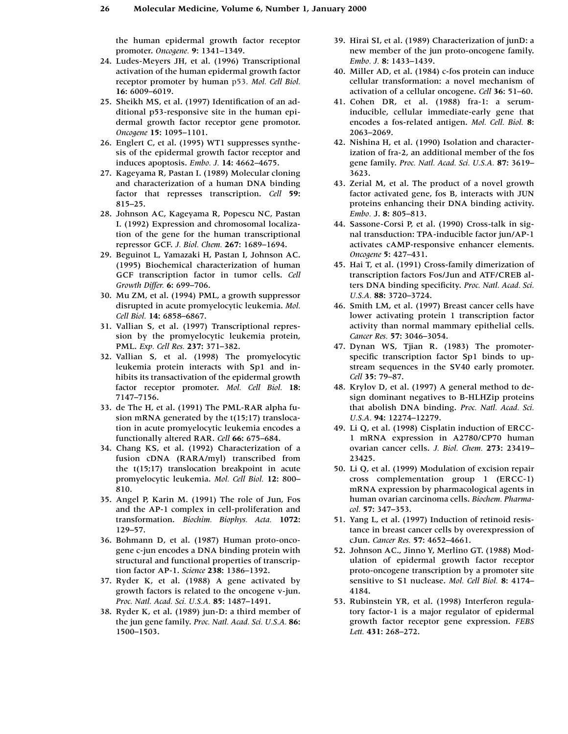the human epidermal growth factor receptor promoter. *Oncogene.* **9**: 1341–1349.

24. Ludes-Meyers JH, et al. (1996) Transcriptional activation of the human epidermal growth factor receptor promoter by human p53. *Mol. Cell Biol.* **16**: 6009–6019.
25. Sheikh MS, et al. (1997) Identification of an additional p53-responsive site in the human epidermal growth factor receptor gene promotor. *Oncogene* **15**: 1095–1101.
26. Englert C, et al. (1995) WT1 suppresses synthesis of the epidermal growth factor receptor and induces apoptosis. *Embo. J.* **14**: 4662–4675.
27. Kageyama R, Pastan I. (1989) Molecular cloning and characterization of a human DNA binding factor that represses transcription. *Cell* **59**: 815–25.
28. Johnson AC, Kageyama R, Popescu NC, Pastan I. (1992) Expression and chromosomal localization of the gene for the human transcriptional repressor GCF. *J. Biol. Chem.* **267**: 1689–1694.
29. Beguinot L, Yamazaki H, Pastan I, Johnson AC. (1995) Biochemical characterization of human GCF transcription factor in tumor cells. *Cell Growth Differ.* **6**: 699–706.
30. Mu ZM, et al. (1994) PML, a growth suppressor disrupted in acute promyelocytic leukemia. *Mol. Cell Biol.* **14**: 6858–6867.
31. Vallian S, et al. (1997) Transcriptional repression by the promyelocytic leukemia protein, PML. *Exp. Cell Res.* **237**: 371–382.
32. Vallian S, et al. (1998) The promyelocytic leukemia protein interacts with Sp1 and inhibits its transactivation of the epidermal growth factor receptor promoter. *Mol. Cell Biol.* **18**: 7147–7156.
33. de The H, et al. (1991) The PML-RAR alpha fusion mRNA generated by the t(15;17) translocation in acute promyelocytic leukemia encodes a functionally altered RAR. *Cell* **66**: 675–684.
34. Chang KS, et al. (1992) Characterization of a fusion cDNA (RARA/myl) transcribed from the t(15;17) translocation breakpoint in acute promyelocytic leukemia. *Mol. Cell Biol.* **12**: 800–810.
35. Angel P, Karin M. (1991) The role of Jun, Fos and the AP-1 complex in cell-proliferation and transformation. *Biochim. Biophys. Acta.* **1072**: 129–57.
36. Bohmann D, et al. (1987) Human proto-oncogene c-jun encodes a DNA binding protein with structural and functional properties of transcription factor AP-1. *Science* **238**: 1386–1392.
37. Ryder K, et al. (1988) A gene activated by growth factors is related to the oncogene v-jun. *Proc. Natl. Acad. Sci. U.S.A.* **85**: 1487–1491.
38. Ryder K, et al. (1989) jun-D: a third member of the jun gene family. *Proc. Natl. Acad. Sci. U.S.A.* **86**: 1500–1503.
39. Hirai SI, et al. (1989) Characterization of junD: a new member of the jun proto-oncogene family. *Embo. J.* **8**: 1433–1439.
40. Miller AD, et al. (1984) c-fos protein can induce cellular transformation: a novel mechanism of activation of a cellular oncogene. *Cell* **36**: 51–60.
41. Cohen DR, et al. (1988) fra-1: a serum-inducible, cellular immediate-early gene that encodes a fos-related antigen. *Mol. Cell. Biol.* **8**: 2063–2069.
42. Nishina H, et al. (1990) Isolation and characterization of fra-2, an additional member of the fos gene family. *Proc. Natl. Acad. Sci. U.S.A.* **87**: 3619–3623.
43. Zerial M, et al. The product of a novel growth factor activated gene, fos B, interacts with JUN proteins enhancing their DNA binding activity. *Embo.* **J. 8**: 805–813.
44. Sassone-Corsi P, et al. (1990) Cross-talk in signal transduction: TPA-inducible factor jun/AP-1 activates cAMP-responsive enhancer elements. *Oncogene* **5**: 427–431.
45. Hai T, et al. (1991) Cross-family dimerization of transcription factors Fos/Jun and ATF/CREB alters DNA binding specificity. *Proc. Natl. Acad. Sci. U.S.A.* **88**: 3720–3724.
46. Smith LM, et al. (1997) Breast cancer cells have lower activating protein 1 transcription factor activity than normal mammary epithelial cells. *Cancer Res.* **57**: 3046–3054.
47. Dynan WS, Tjian R. (1983) The promoter-specific transcription factor Sp1 binds to upstream sequences in the SV40 early promoter. *Cell* **35**: 79–87.
48. Krylov D, et al. (1997) A general method to design dominant negatives to B-HLHZip proteins that abolish DNA binding. *Proc. Natl. Acad. Sci. U.S.A.* **94**: 12274–12279.
49. Li Q, et al. (1998) Cisplatin induction of ERCC-1 mRNA expression in A2780/CP70 human ovarian cancer cells. *J. Biol. Chem.* **273**: 23419–23425.
50. Li Q, et al. (1999) Modulation of excision repair cross complementation group 1 (ERCC-1) mRNA expression by pharmacological agents in human ovarian carcinoma cells. *Biochem. Pharmacol.* **57**: 347–353.
51. Yang L, et al. (1997) Induction of retinoid resistance in breast cancer cells by overexpression of cJun. *Cancer Res.* **57**: 4652–4661.
52. Johnson AC., Jinno Y, Merlino GT. (1988) Modulation of epidermal growth factor receptor proto-oncogene transcription by a promoter site sensitive to S1 nuclease. *Mol. Cell Biol.* **8**: 4174–4184.
53. Rubinstein YR, et al. (1998) Interferon regulatory factor-1 is a major regulator of epidermal growth factor receptor gene expression. *FEBS Lett.* **431**: 268–272.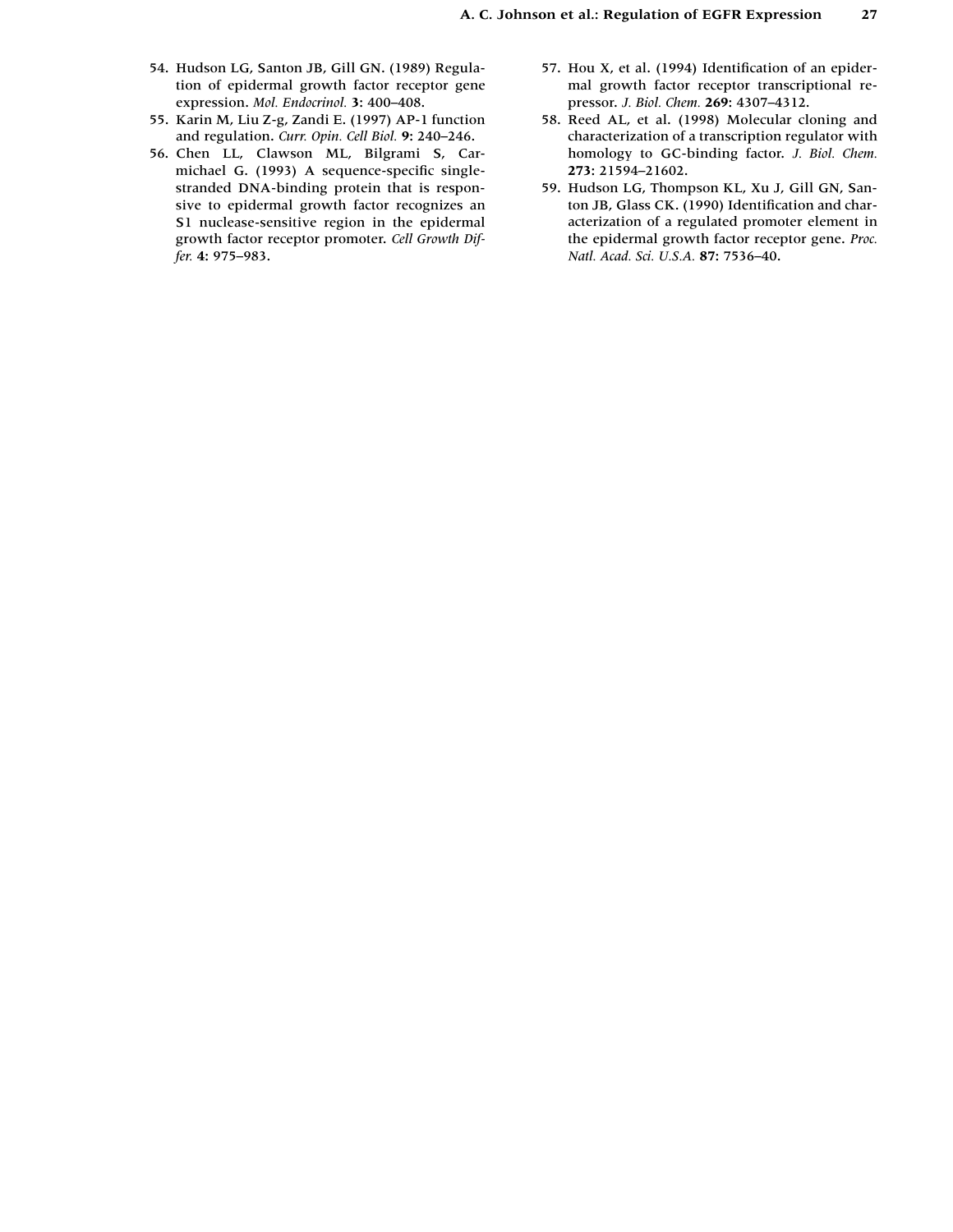54. Hudson LG, Santon JB, Gill GN. (1989) Regulation of epidermal growth factor receptor gene expression. *Mol. Endocrinol.* **3**: 400–408.
55. Karin M, Liu Z-g, Zandi E. (1997) AP-1 function and regulation. *Curr. Opin. Cell Biol.* **9**: 240–246.
56. Chen LL, Clawson ML, Bilgrami S, Carmichael G. (1993) A sequence-specific single-stranded DNA-binding protein that is responsive to epidermal growth factor recognizes an S1 nuclease-sensitive region in the epidermal growth factor receptor promoter. *Cell Growth Differ.* **4**: 975–983.
57. Hou X, et al. (1994) Identification of an epidermal growth factor receptor transcriptional repressor. *J. Biol. Chem.* **269**: 4307–4312.
58. Reed AL, et al. (1998) Molecular cloning and characterization of a transcription regulator with homology to GC-binding factor. *J. Biol. Chem.* **273**: 21594–21602.
59. Hudson LG, Thompson KL, Xu J, Gill GN, Santon JB, Glass CK. (1990) Identification and characterization of a regulated promoter element in the epidermal growth factor receptor gene. *Proc. Natl. Acad. Sci. U.S.A.* **87**: 7536–40.